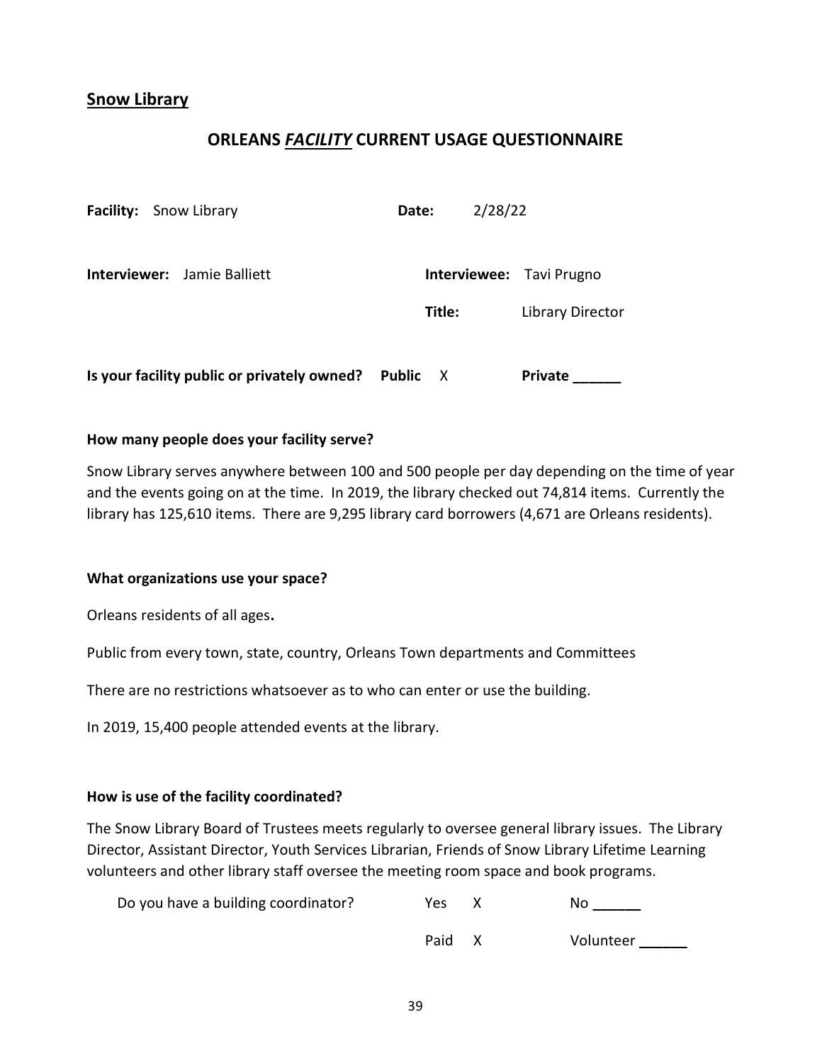## Snow Library

# ORLEANS *FACILITY* CURRENT USAGE QUESTIONNAIRE

**Facility:** Snow Library **Date:** 2/28/22

**Interviewer:** Jamie Balliett **Interviewee:** Tavi Prugno

**Title:** Library Director

**Is your facility public or privately owned? Public** X **Private ______**

**How many people does your facility serve?**

Snow Library serves anywhere between 100 and 500 people per day depending on the time of year and the events going on at the time. In 2019, the library checked out 74,814 items. Currently the library has 125,610 items. There are 9,295 library card borrowers (4,671 are Orleans residents).

**What organizations use your space?**

Orleans residents of all ages.

Public from every town, state, country, Orleans Town departments and Committees

There are no restrictions whatsoever as to who can enter or use the building.

In 2019, 15,400 people attended events at the library.

**How is use of the facility coordinated?**

The Snow Library Board of Trustees meets regularly to oversee general library issues. The Library Director, Assistant Director, Youth Services Librarian, Friends of Snow Library Lifetime Learning volunteers and other library staff oversee the meeting room space and book programs.

Do you have a building coordinator? Yes X No ______

Paid X Volunteer ______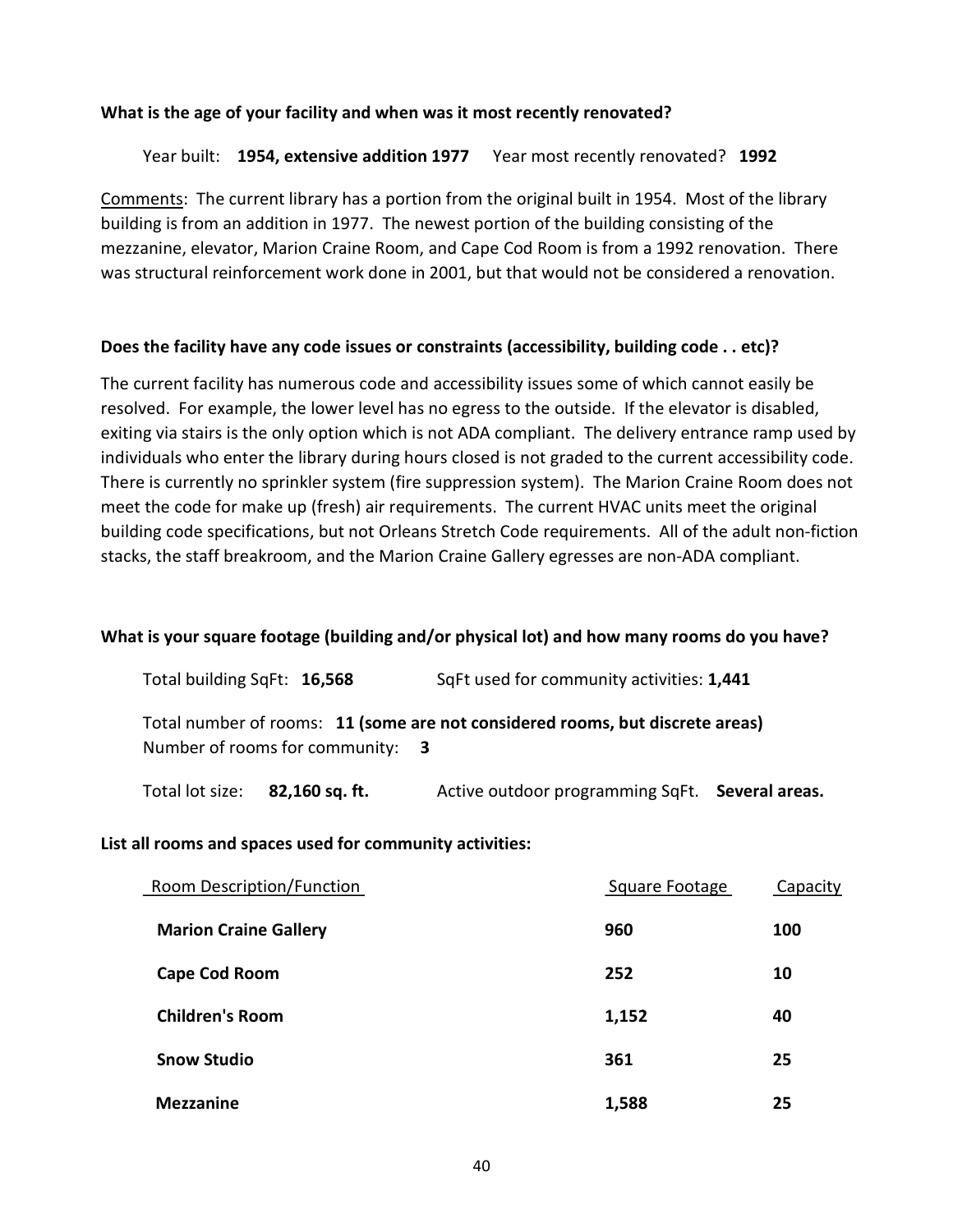**What is the age of your facility and when was it most recently renovated?**

Year built: **1954, extensive addition 1977** Year most recently renovated? **1992**

Comments: The current library has a portion from the original built in 1954. Most of the library building is from an addition in 1977. The newest portion of the building consisting of the mezzanine, elevator, Marion Craine Room, and Cape Cod Room is from a 1992 renovation. There was structural reinforcement work done in 2001, but that would not be considered a renovation.

**Does the facility have any code issues or constraints (accessibility, building code . . etc)?**

The current facility has numerous code and accessibility issues some of which cannot easily be resolved. For example, the lower level has no egress to the outside. If the elevator is disabled, exiting via stairs is the only option which is not ADA compliant. The delivery entrance ramp used by individuals who enter the library during hours closed is not graded to the current accessibility code. There is currently no sprinkler system (fire suppression system). The Marion Craine Room does not meet the code for make up (fresh) air requirements. The current HVAC units meet the original building code specifications, but not Orleans Stretch Code requirements. All of the adult non-fiction stacks, the staff breakroom, and the Marion Craine Gallery egresses are non-ADA compliant.

**What is your square footage (building and/or physical lot) and how many rooms do you have?**

Total building SqFt: **16,568** SqFt used for community activities: **1,441**

Total number of rooms: **11 (some are not considered rooms, but discrete areas)**
Number of rooms for community: **3**

Total lot size: **82,160 sq. ft.** Active outdoor programming SqFt. **Several areas.**

**List all rooms and spaces used for community activities:**

| Room Description/Function | Square Footage | Capacity |
|---|---|---|
| **Marion Craine Gallery** | **960** | **100** |
| **Cape Cod Room** | **252** | **10** |
| **Children's Room** | **1,152** | **40** |
| **Snow Studio** | **361** | **25** |
| **Mezzanine** | **1,588** | **25** |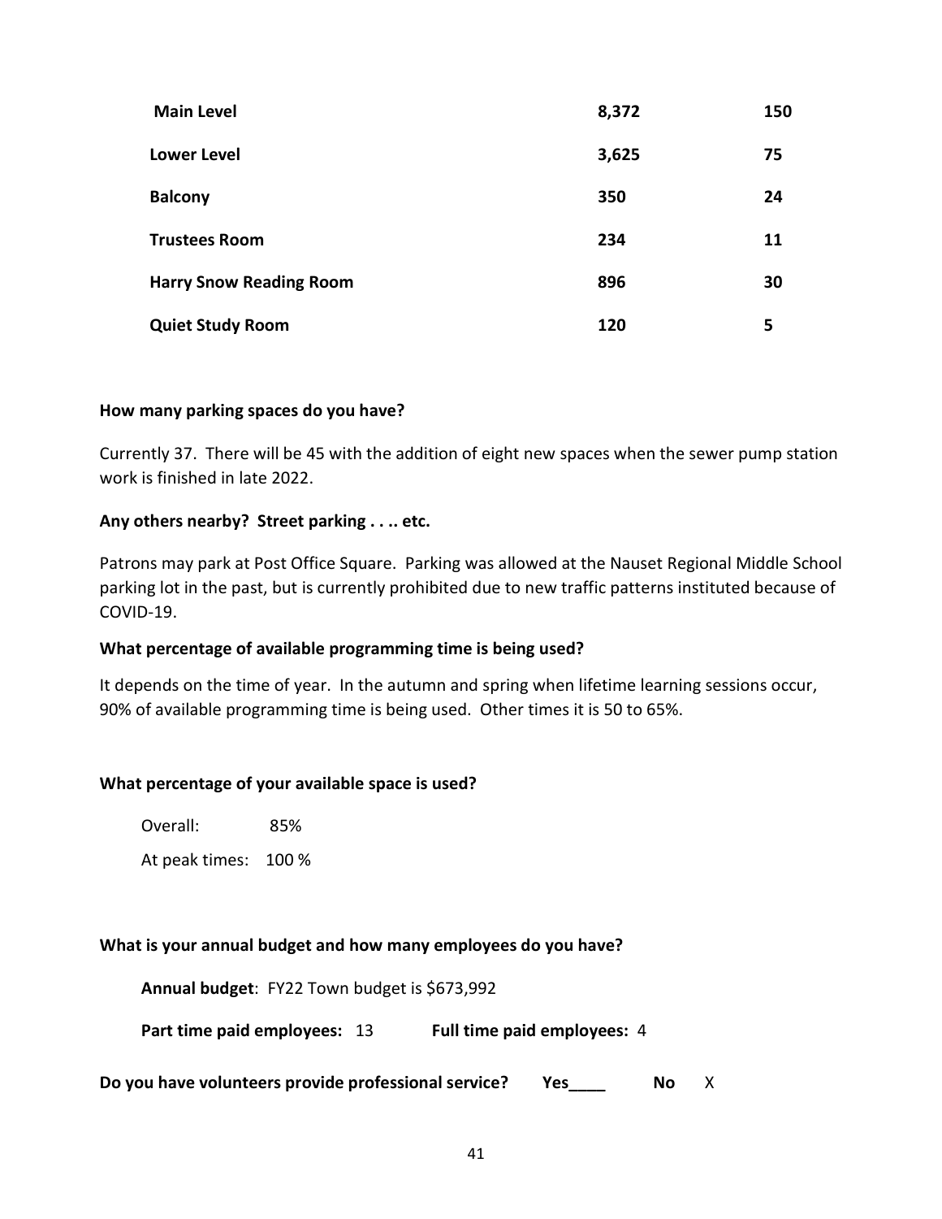| | | |
|---|---|---|
| **Main Level** | **8,372** | **150** |
| **Lower Level** | **3,625** | **75** |
| **Balcony** | **350** | **24** |
| **Trustees Room** | **234** | **11** |
| **Harry Snow Reading Room** | **896** | **30** |
| **Quiet Study Room** | **120** | **5** |

**How many parking spaces do you have?**

Currently 37. There will be 45 with the addition of eight new spaces when the sewer pump station work is finished in late 2022.

**Any others nearby? Street parking . . .. etc.**

Patrons may park at Post Office Square. Parking was allowed at the Nauset Regional Middle School parking lot in the past, but is currently prohibited due to new traffic patterns instituted because of COVID-19.

**What percentage of available programming time is being used?**

It depends on the time of year. In the autumn and spring when lifetime learning sessions occur, 90% of available programming time is being used. Other times it is 50 to 65%.

**What percentage of your available space is used?**

Overall: 85%

At peak times: 100 %

**What is your annual budget and how many employees do you have?**

**Annual budget**: FY22 Town budget is $673,992

**Part time paid employees:** 13 **Full time paid employees:** 4

**Do you have volunteers provide professional service?** **Yes____** **No** X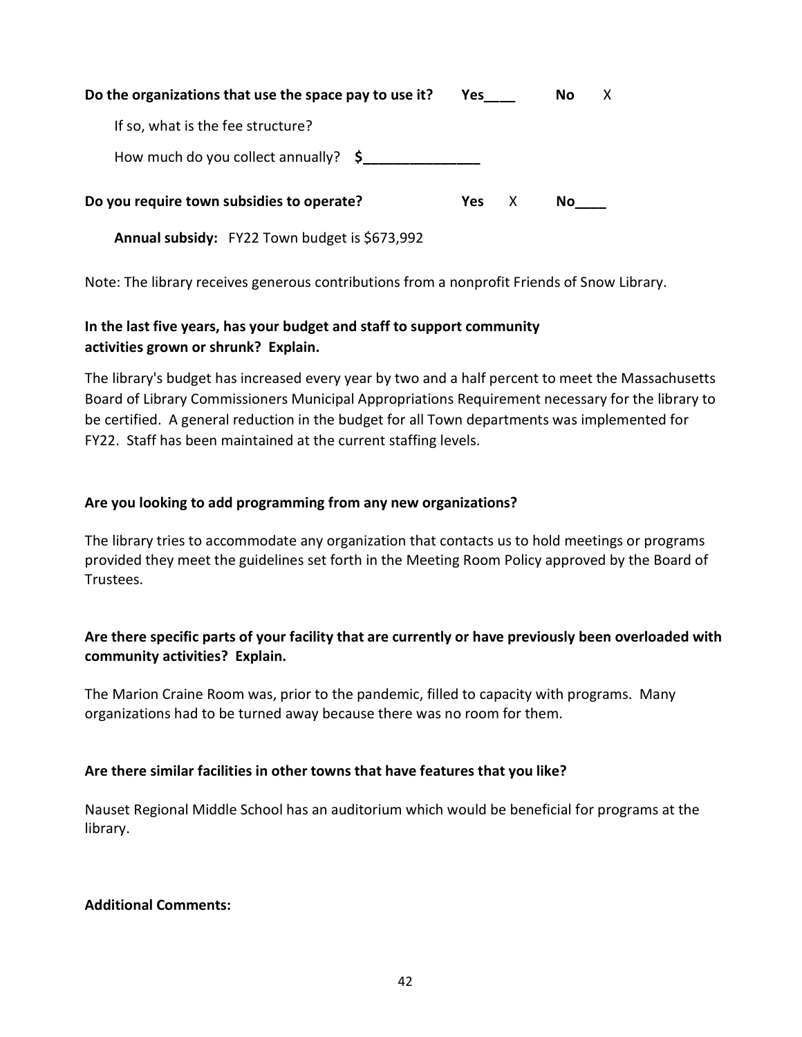**Do the organizations that use the space pay to use it?** **Yes\_\_\_\_** **No** X

If so, what is the fee structure?

How much do you collect annually? **$\_\_\_\_\_\_\_\_\_\_\_\_\_\_\_**

**Do you require town subsidies to operate?** **Yes** X **No\_\_\_\_**

**Annual subsidy:** FY22 Town budget is $673,992

Note: The library receives generous contributions from a nonprofit Friends of Snow Library.

**In the last five years, has your budget and staff to support community activities grown or shrunk? Explain.**

The library's budget has increased every year by two and a half percent to meet the Massachusetts Board of Library Commissioners Municipal Appropriations Requirement necessary for the library to be certified. A general reduction in the budget for all Town departments was implemented for FY22. Staff has been maintained at the current staffing levels.

**Are you looking to add programming from any new organizations?**

The library tries to accommodate any organization that contacts us to hold meetings or programs provided they meet the guidelines set forth in the Meeting Room Policy approved by the Board of Trustees.

**Are there specific parts of your facility that are currently or have previously been overloaded with community activities? Explain.**

The Marion Craine Room was, prior to the pandemic, filled to capacity with programs. Many organizations had to be turned away because there was no room for them.

**Are there similar facilities in other towns that have features that you like?**

Nauset Regional Middle School has an auditorium which would be beneficial for programs at the library.

**Additional Comments:**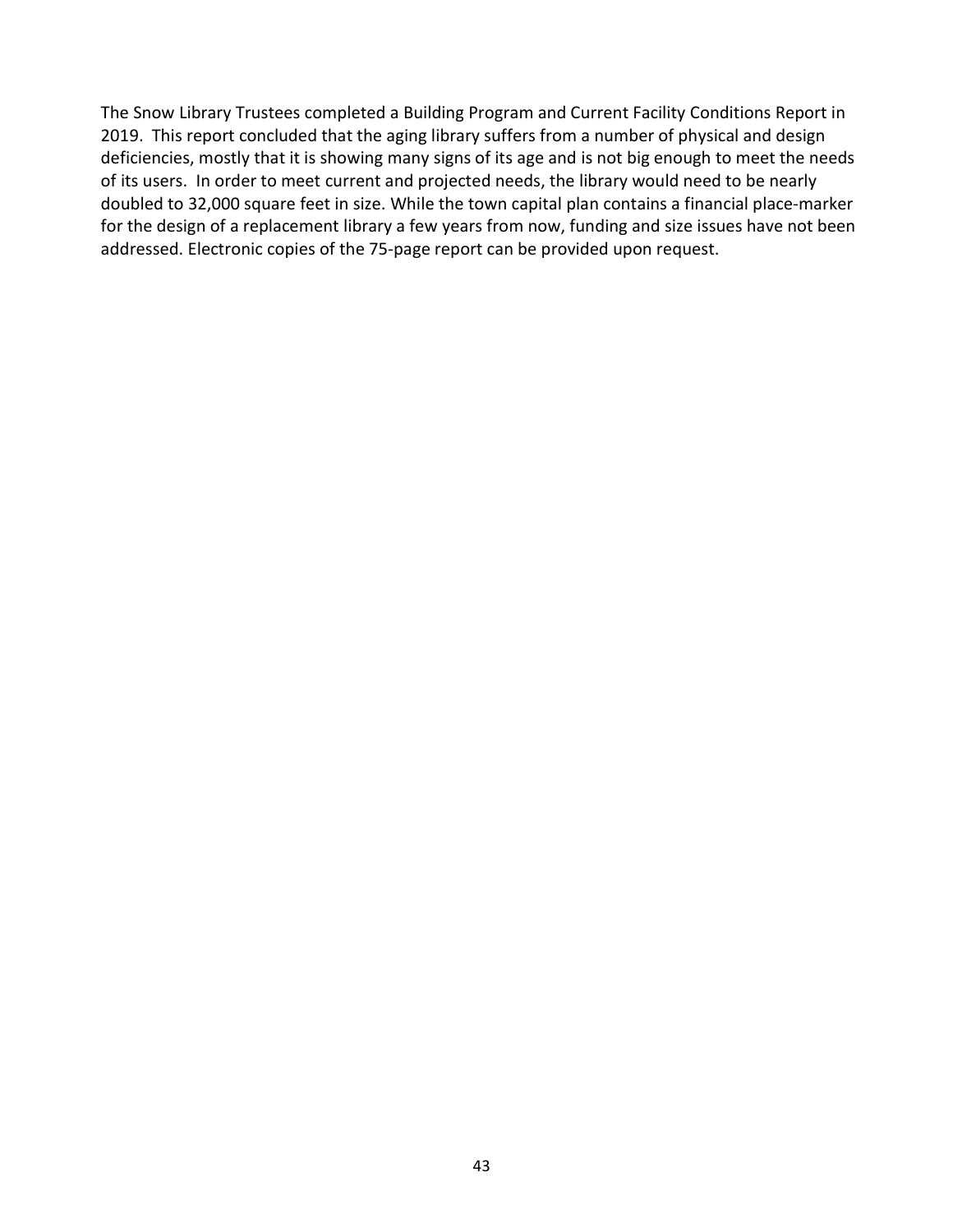The Snow Library Trustees completed a Building Program and Current Facility Conditions Report in 2019. This report concluded that the aging library suffers from a number of physical and design deficiencies, mostly that it is showing many signs of its age and is not big enough to meet the needs of its users. In order to meet current and projected needs, the library would need to be nearly doubled to 32,000 square feet in size. While the town capital plan contains a financial place-marker for the design of a replacement library a few years from now, funding and size issues have not been addressed. Electronic copies of the 75-page report can be provided upon request.